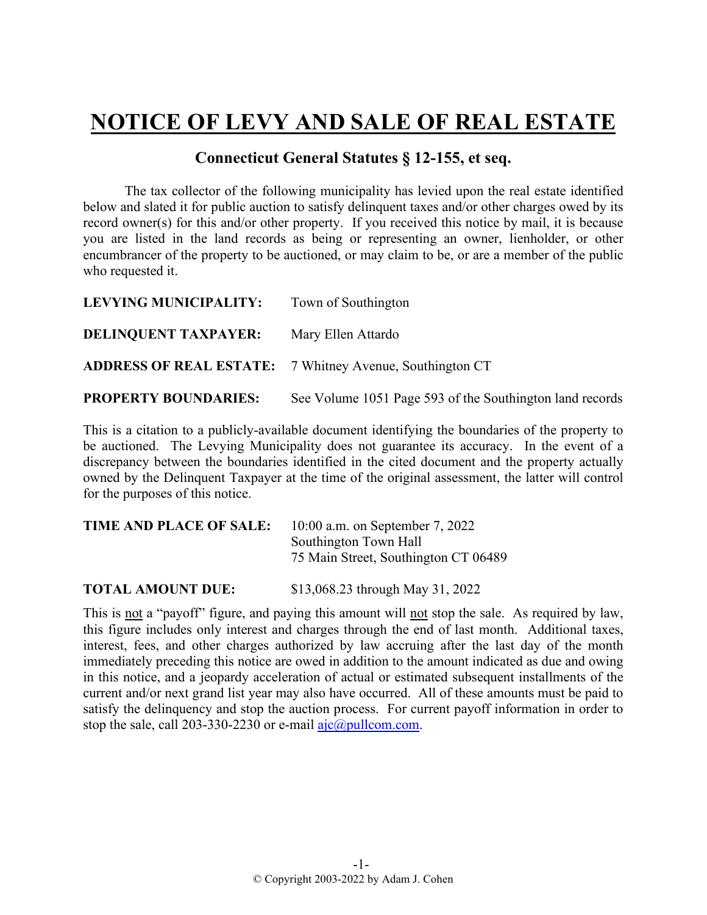# NOTICE OF LEVY AND SALE OF REAL ESTATE

## Connecticut General Statutes § 12-155, et seq.

The tax collector of the following municipality has levied upon the real estate identified below and slated it for public auction to satisfy delinquent taxes and/or other charges owed by its record owner(s) for this and/or other property. If you received this notice by mail, it is because you are listed in the land records as being or representing an owner, lienholder, or other encumbrancer of the property to be auctioned, or may claim to be, or are a member of the public who requested it.

**LEVYING MUNICIPALITY:** Town of Southington

**DELINQUENT TAXPAYER:** Mary Ellen Attardo

**ADDRESS OF REAL ESTATE:** 7 Whitney Avenue, Southington CT

**PROPERTY BOUNDARIES:** See Volume 1051 Page 593 of the Southington land records

This is a citation to a publicly-available document identifying the boundaries of the property to be auctioned. The Levying Municipality does not guarantee its accuracy. In the event of a discrepancy between the boundaries identified in the cited document and the property actually owned by the Delinquent Taxpayer at the time of the original assessment, the latter will control for the purposes of this notice.

**TIME AND PLACE OF SALE:** 10:00 a.m. on September 7, 2022
Southington Town Hall
75 Main Street, Southington CT 06489

**TOTAL AMOUNT DUE:** $13,068.23 through May 31, 2022

This is not a "payoff" figure, and paying this amount will not stop the sale. As required by law, this figure includes only interest and charges through the end of last month. Additional taxes, interest, fees, and other charges authorized by law accruing after the last day of the month immediately preceding this notice are owed in addition to the amount indicated as due and owing in this notice, and a jeopardy acceleration of actual or estimated subsequent installments of the current and/or next grand list year may also have occurred. All of these amounts must be paid to satisfy the delinquency and stop the auction process. For current payoff information in order to stop the sale, call 203-330-2230 or e-mail ajc@pullcom.com.

© Copyright 2003-2022 by Adam J. Cohen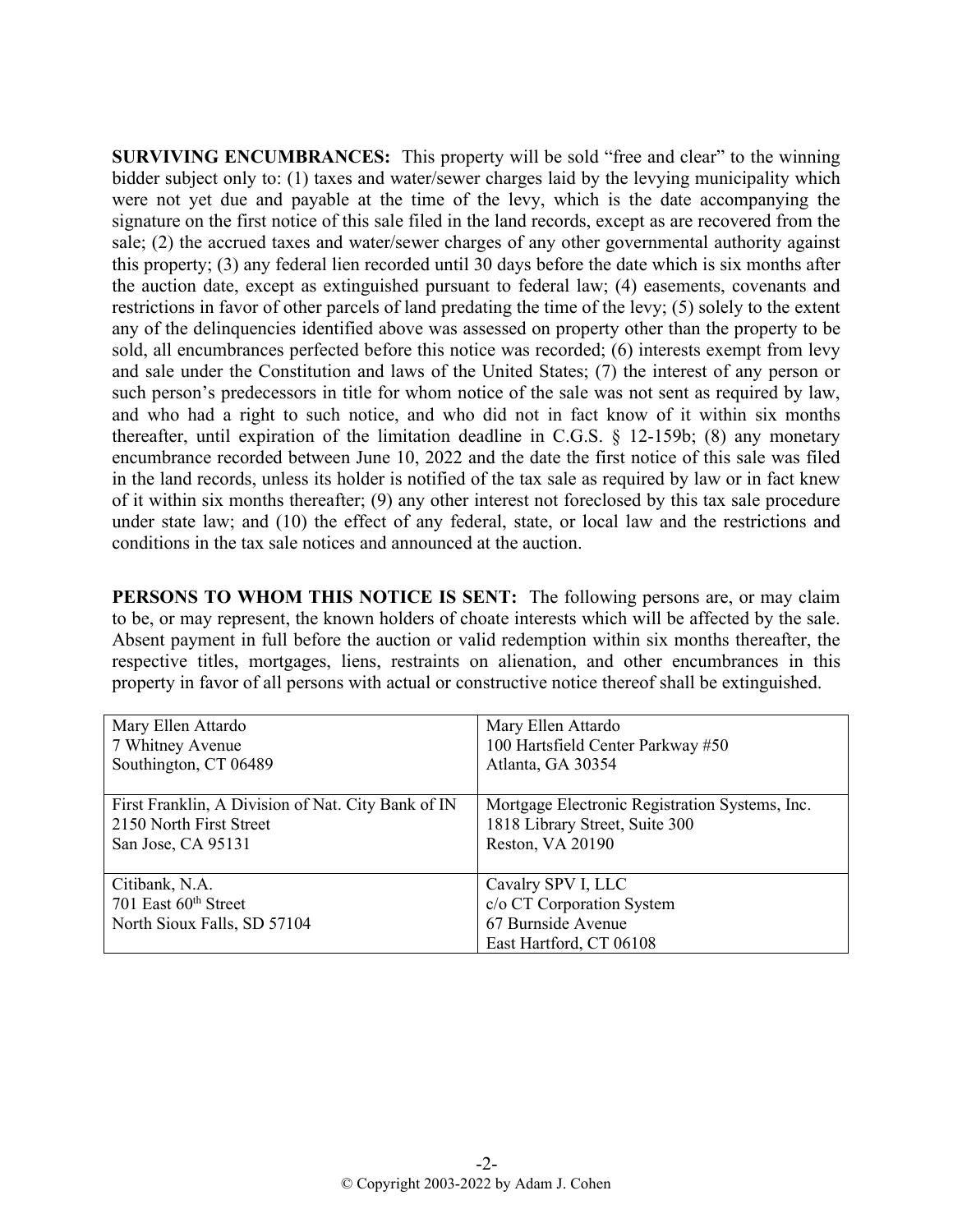**SURVIVING ENCUMBRANCES:** This property will be sold "free and clear" to the winning bidder subject only to: (1) taxes and water/sewer charges laid by the levying municipality which were not yet due and payable at the time of the levy, which is the date accompanying the signature on the first notice of this sale filed in the land records, except as are recovered from the sale; (2) the accrued taxes and water/sewer charges of any other governmental authority against this property; (3) any federal lien recorded until 30 days before the date which is six months after the auction date, except as extinguished pursuant to federal law; (4) easements, covenants and restrictions in favor of other parcels of land predating the time of the levy; (5) solely to the extent any of the delinquencies identified above was assessed on property other than the property to be sold, all encumbrances perfected before this notice was recorded; (6) interests exempt from levy and sale under the Constitution and laws of the United States; (7) the interest of any person or such person's predecessors in title for whom notice of the sale was not sent as required by law, and who had a right to such notice, and who did not in fact know of it within six months thereafter, until expiration of the limitation deadline in C.G.S. § 12-159b; (8) any monetary encumbrance recorded between June 10, 2022 and the date the first notice of this sale was filed in the land records, unless its holder is notified of the tax sale as required by law or in fact knew of it within six months thereafter; (9) any other interest not foreclosed by this tax sale procedure under state law; and (10) the effect of any federal, state, or local law and the restrictions and conditions in the tax sale notices and announced at the auction.

**PERSONS TO WHOM THIS NOTICE IS SENT:** The following persons are, or may claim to be, or may represent, the known holders of choate interests which will be affected by the sale. Absent payment in full before the auction or valid redemption within six months thereafter, the respective titles, mortgages, liens, restraints on alienation, and other encumbrances in this property in favor of all persons with actual or constructive notice thereof shall be extinguished.

| | |
|---|---|
| Mary Ellen Attardo<br>7 Whitney Avenue<br>Southington, CT 06489 | Mary Ellen Attardo<br>100 Hartsfield Center Parkway #50<br>Atlanta, GA 30354 |
| First Franklin, A Division of Nat. City Bank of IN<br>2150 North First Street<br>San Jose, CA 95131 | Mortgage Electronic Registration Systems, Inc.<br>1818 Library Street, Suite 300<br>Reston, VA 20190 |
| Citibank, N.A.<br>701 East 60th Street<br>North Sioux Falls, SD 57104 | Cavalry SPV I, LLC<br>c/o CT Corporation System<br>67 Burnside Avenue<br>East Hartford, CT 06108 |

© Copyright 2003-2022 by Adam J. Cohen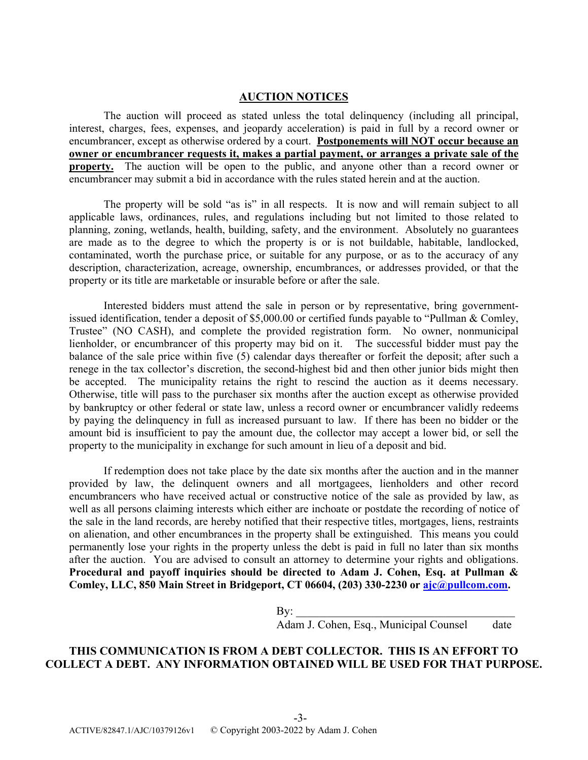## AUCTION NOTICES

The auction will proceed as stated unless the total delinquency (including all principal, interest, charges, fees, expenses, and jeopardy acceleration) is paid in full by a record owner or encumbrancer, except as otherwise ordered by a court. **Postponements will NOT occur because an owner or encumbrancer requests it, makes a partial payment, or arranges a private sale of the property.** The auction will be open to the public, and anyone other than a record owner or encumbrancer may submit a bid in accordance with the rules stated herein and at the auction.

The property will be sold "as is" in all respects. It is now and will remain subject to all applicable laws, ordinances, rules, and regulations including but not limited to those related to planning, zoning, wetlands, health, building, safety, and the environment. Absolutely no guarantees are made as to the degree to which the property is or is not buildable, habitable, landlocked, contaminated, worth the purchase price, or suitable for any purpose, or as to the accuracy of any description, characterization, acreage, ownership, encumbrances, or addresses provided, or that the property or its title are marketable or insurable before or after the sale.

Interested bidders must attend the sale in person or by representative, bring government-issued identification, tender a deposit of $5,000.00 or certified funds payable to "Pullman & Comley, Trustee" (NO CASH), and complete the provided registration form. No owner, nonmunicipal lienholder, or encumbrancer of this property may bid on it. The successful bidder must pay the balance of the sale price within five (5) calendar days thereafter or forfeit the deposit; after such a renege in the tax collector's discretion, the second-highest bid and then other junior bids might then be accepted. The municipality retains the right to rescind the auction as it deems necessary. Otherwise, title will pass to the purchaser six months after the auction except as otherwise provided by bankruptcy or other federal or state law, unless a record owner or encumbrancer validly redeems by paying the delinquency in full as increased pursuant to law. If there has been no bidder or the amount bid is insufficient to pay the amount due, the collector may accept a lower bid, or sell the property to the municipality in exchange for such amount in lieu of a deposit and bid.

If redemption does not take place by the date six months after the auction and in the manner provided by law, the delinquent owners and all mortgagees, lienholders and other record encumbrancers who have received actual or constructive notice of the sale as provided by law, as well as all persons claiming interests which either are inchoate or postdate the recording of notice of the sale in the land records, are hereby notified that their respective titles, mortgages, liens, restraints on alienation, and other encumbrances in the property shall be extinguished. This means you could permanently lose your rights in the property unless the debt is paid in full no later than six months after the auction. You are advised to consult an attorney to determine your rights and obligations. **Procedural and payoff inquiries should be directed to Adam J. Cohen, Esq. at Pullman & Comley, LLC, 850 Main Street in Bridgeport, CT 06604, (203) 330-2230 or ajc@pullcom.com.**

By: ____________________________________

Adam J. Cohen, Esq., Municipal Counsel     date

**THIS COMMUNICATION IS FROM A DEBT COLLECTOR. THIS IS AN EFFORT TO COLLECT A DEBT. ANY INFORMATION OBTAINED WILL BE USED FOR THAT PURPOSE.**

ACTIVE/82847.1/AJC/10379126v1     © Copyright 2003-2022 by Adam J. Cohen